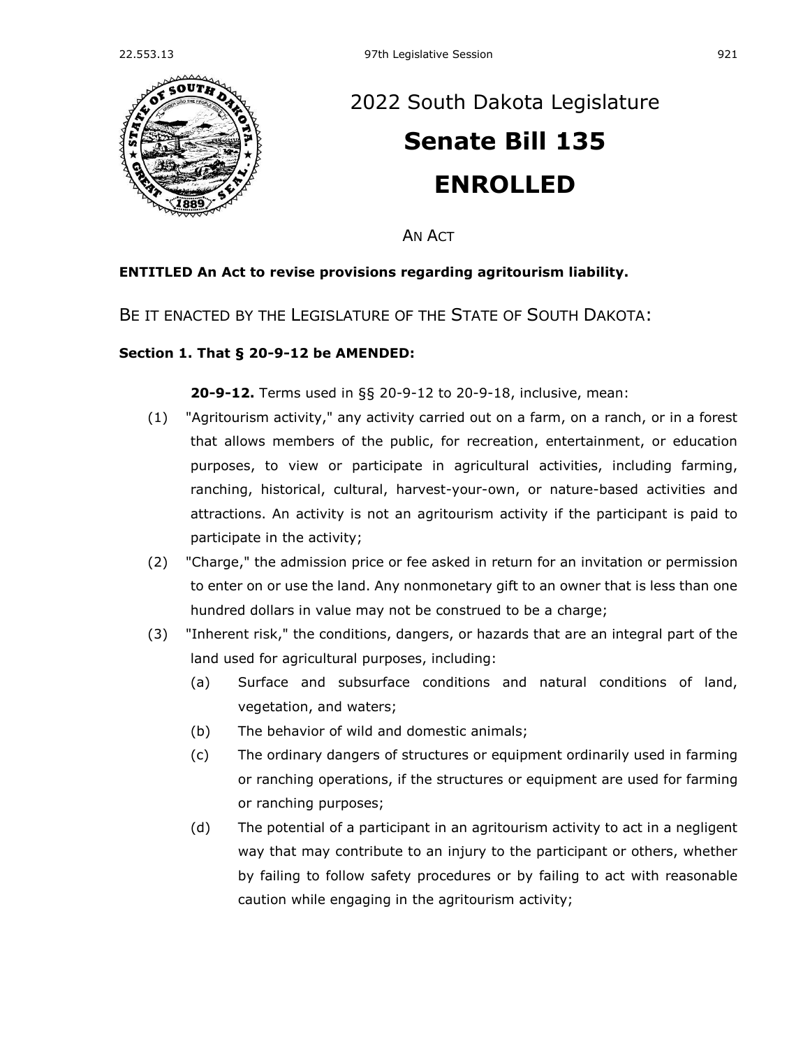# 2022 South Dakota Legislature

# Senate Bill 135

# ENROLLED

AN ACT

**ENTITLED An Act to revise provisions regarding agritourism liability.**

BE IT ENACTED BY THE LEGISLATURE OF THE STATE OF SOUTH DAKOTA:

**Section 1. That § 20-9-12 be AMENDED:**

**20-9-12.** Terms used in §§ 20-9-12 to 20-9-18, inclusive, mean:

(1) "Agritourism activity," any activity carried out on a farm, on a ranch, or in a forest that allows members of the public, for recreation, entertainment, or education purposes, to view or participate in agricultural activities, including farming, ranching, historical, cultural, harvest-your-own, or nature-based activities and attractions. An activity is not an agritourism activity if the participant is paid to participate in the activity;

(2) "Charge," the admission price or fee asked in return for an invitation or permission to enter on or use the land. Any nonmonetary gift to an owner that is less than one hundred dollars in value may not be construed to be a charge;

(3) "Inherent risk," the conditions, dangers, or hazards that are an integral part of the land used for agricultural purposes, including:

  (a) Surface and subsurface conditions and natural conditions of land, vegetation, and waters;

  (b) The behavior of wild and domestic animals;

  (c) The ordinary dangers of structures or equipment ordinarily used in farming or ranching operations, if the structures or equipment are used for farming or ranching purposes;

  (d) The potential of a participant in an agritourism activity to act in a negligent way that may contribute to an injury to the participant or others, whether by failing to follow safety procedures or by failing to act with reasonable caution while engaging in the agritourism activity;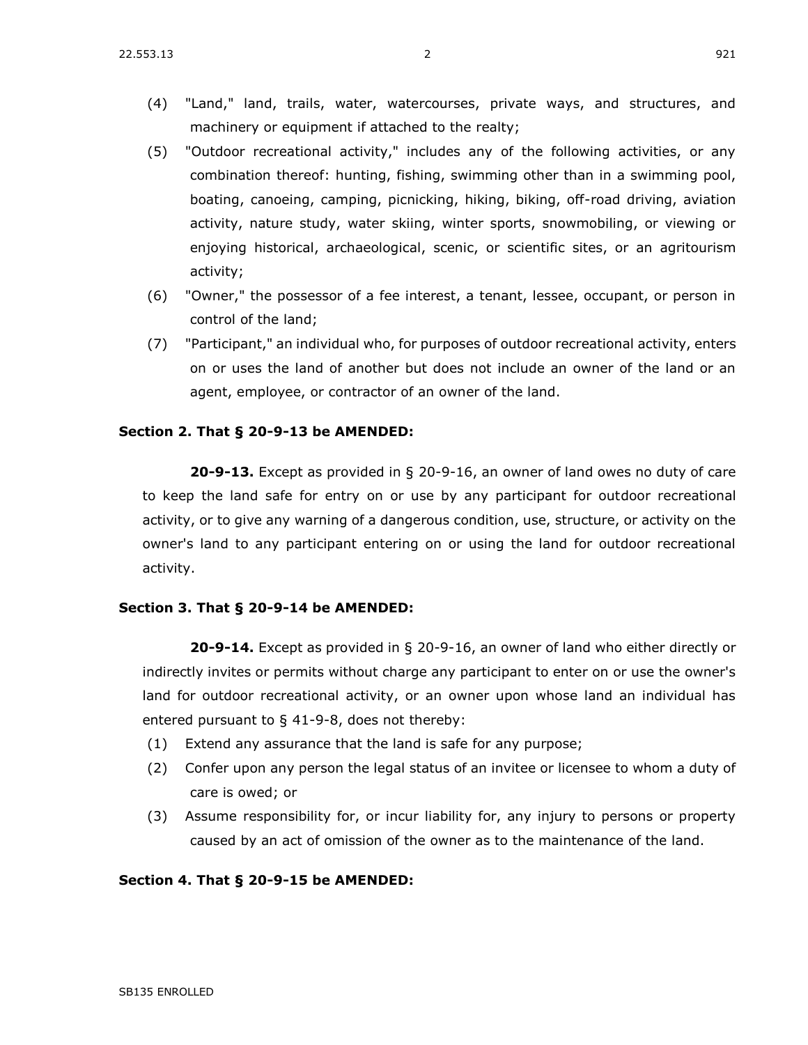(4) "Land," land, trails, water, watercourses, private ways, and structures, and machinery or equipment if attached to the realty;

(5) "Outdoor recreational activity," includes any of the following activities, or any combination thereof: hunting, fishing, swimming other than in a swimming pool, boating, canoeing, camping, picnicking, hiking, biking, off-road driving, aviation activity, nature study, water skiing, winter sports, snowmobiling, or viewing or enjoying historical, archaeological, scenic, or scientific sites, or an agritourism activity;

(6) "Owner," the possessor of a fee interest, a tenant, lessee, occupant, or person in control of the land;

(7) "Participant," an individual who, for purposes of outdoor recreational activity, enters on or uses the land of another but does not include an owner of the land or an agent, employee, or contractor of an owner of the land.

**Section 2. That § 20-9-13 be AMENDED:**

**20-9-13.** Except as provided in § 20-9-16, an owner of land owes no duty of care to keep the land safe for entry on or use by any participant for outdoor recreational activity, or to give any warning of a dangerous condition, use, structure, or activity on the owner's land to any participant entering on or using the land for outdoor recreational activity.

**Section 3. That § 20-9-14 be AMENDED:**

**20-9-14.** Except as provided in § 20-9-16, an owner of land who either directly or indirectly invites or permits without charge any participant to enter on or use the owner's land for outdoor recreational activity, or an owner upon whose land an individual has entered pursuant to § 41-9-8, does not thereby:

(1) Extend any assurance that the land is safe for any purpose;

(2) Confer upon any person the legal status of an invitee or licensee to whom a duty of care is owed; or

(3) Assume responsibility for, or incur liability for, any injury to persons or property caused by an act of omission of the owner as to the maintenance of the land.

**Section 4. That § 20-9-15 be AMENDED:**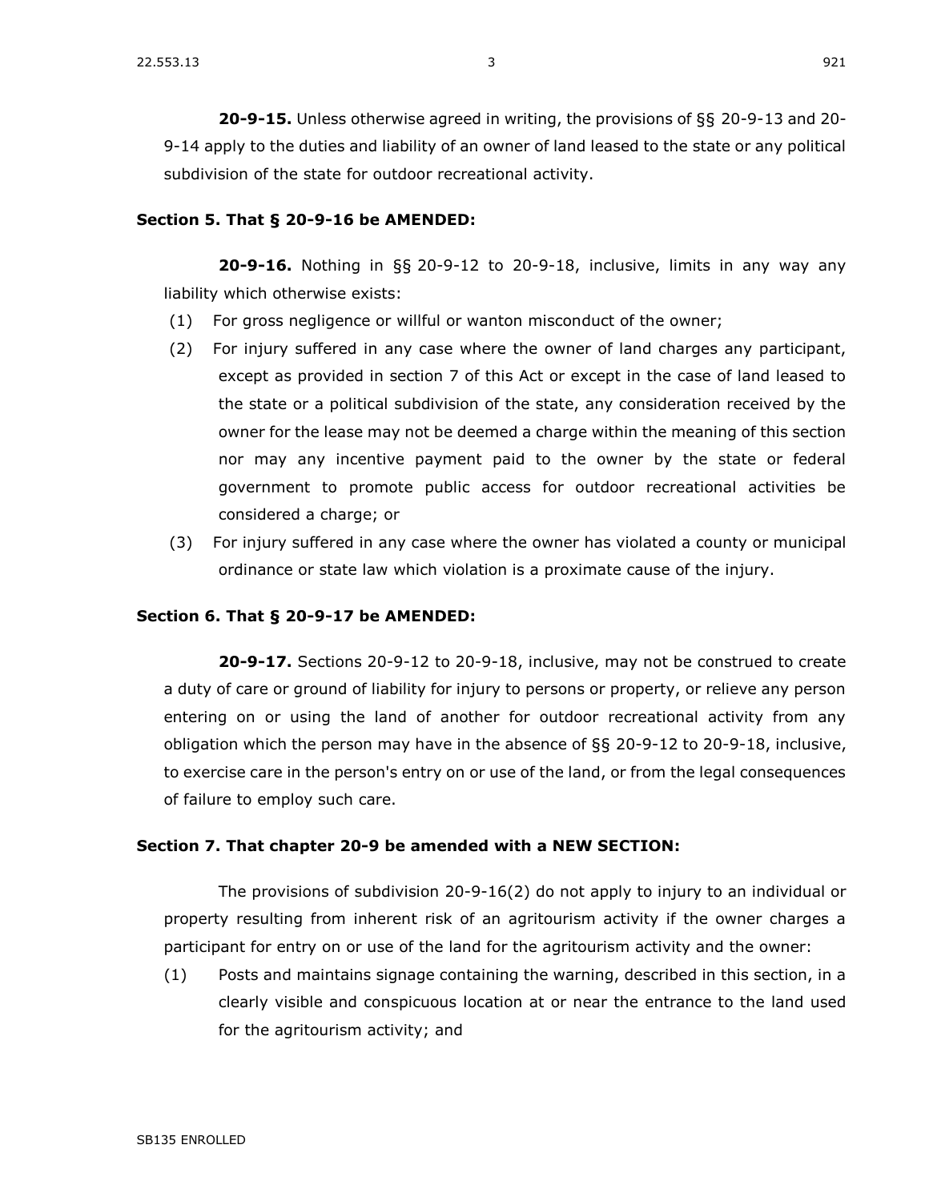**20-9-15.** Unless otherwise agreed in writing, the provisions of §§ 20-9-13 and 20-9-14 apply to the duties and liability of an owner of land leased to the state or any political subdivision of the state for outdoor recreational activity.

**Section 5. That § 20-9-16 be AMENDED:**

**20-9-16.** Nothing in §§ 20-9-12 to 20-9-18, inclusive, limits in any way any liability which otherwise exists:

(1) For gross negligence or willful or wanton misconduct of the owner;

(2) For injury suffered in any case where the owner of land charges any participant, except as provided in section 7 of this Act or except in the case of land leased to the state or a political subdivision of the state, any consideration received by the owner for the lease may not be deemed a charge within the meaning of this section nor may any incentive payment paid to the owner by the state or federal government to promote public access for outdoor recreational activities be considered a charge; or

(3) For injury suffered in any case where the owner has violated a county or municipal ordinance or state law which violation is a proximate cause of the injury.

**Section 6. That § 20-9-17 be AMENDED:**

**20-9-17.** Sections 20-9-12 to 20-9-18, inclusive, may not be construed to create a duty of care or ground of liability for injury to persons or property, or relieve any person entering on or using the land of another for outdoor recreational activity from any obligation which the person may have in the absence of §§ 20-9-12 to 20-9-18, inclusive, to exercise care in the person's entry on or use of the land, or from the legal consequences of failure to employ such care.

**Section 7. That chapter 20-9 be amended with a NEW SECTION:**

The provisions of subdivision 20-9-16(2) do not apply to injury to an individual or property resulting from inherent risk of an agritourism activity if the owner charges a participant for entry on or use of the land for the agritourism activity and the owner:

(1) Posts and maintains signage containing the warning, described in this section, in a clearly visible and conspicuous location at or near the entrance to the land used for the agritourism activity; and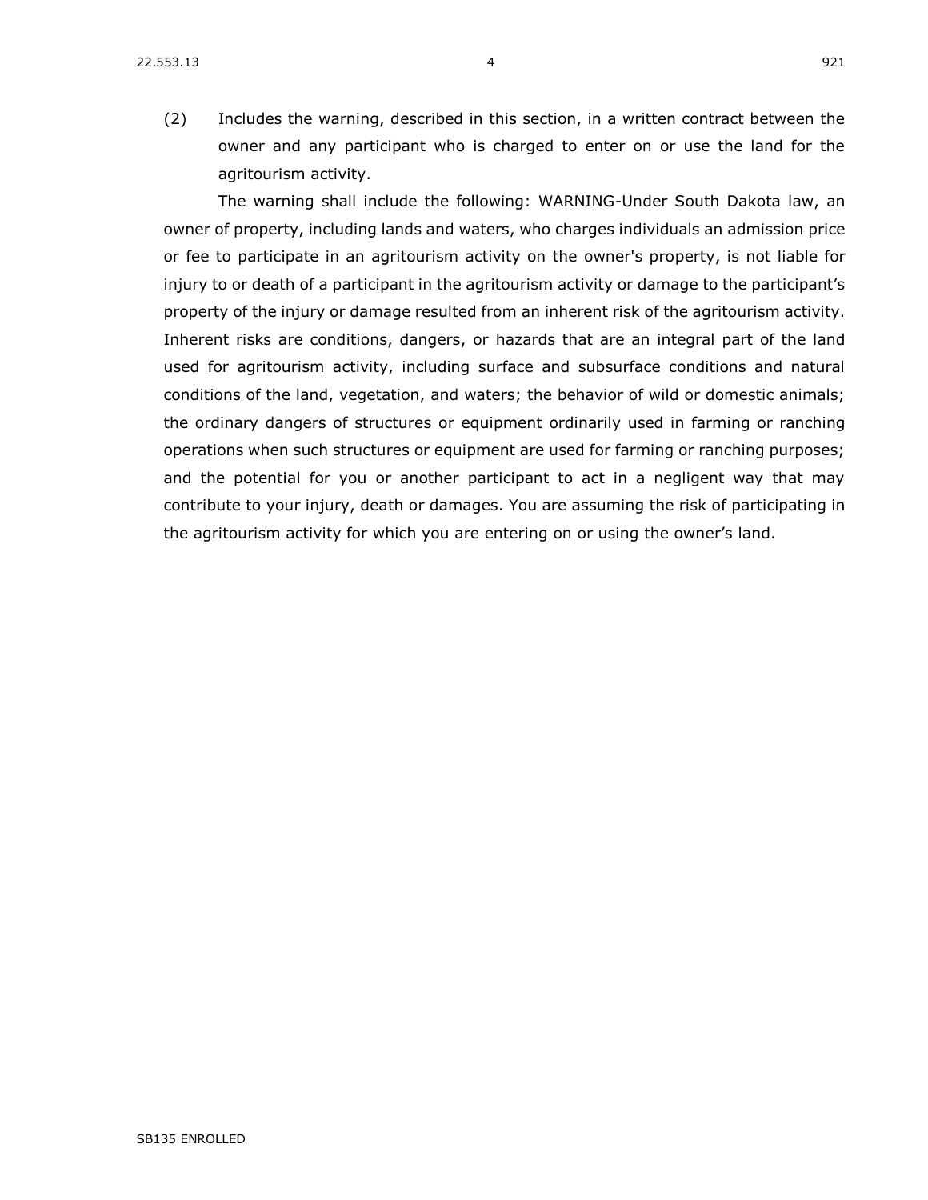(2) Includes the warning, described in this section, in a written contract between the owner and any participant who is charged to enter on or use the land for the agritourism activity.

The warning shall include the following: WARNING-Under South Dakota law, an owner of property, including lands and waters, who charges individuals an admission price or fee to participate in an agritourism activity on the owner's property, is not liable for injury to or death of a participant in the agritourism activity or damage to the participant's property of the injury or damage resulted from an inherent risk of the agritourism activity. Inherent risks are conditions, dangers, or hazards that are an integral part of the land used for agritourism activity, including surface and subsurface conditions and natural conditions of the land, vegetation, and waters; the behavior of wild or domestic animals; the ordinary dangers of structures or equipment ordinarily used in farming or ranching operations when such structures or equipment are used for farming or ranching purposes; and the potential for you or another participant to act in a negligent way that may contribute to your injury, death or damages. You are assuming the risk of participating in the agritourism activity for which you are entering on or using the owner's land.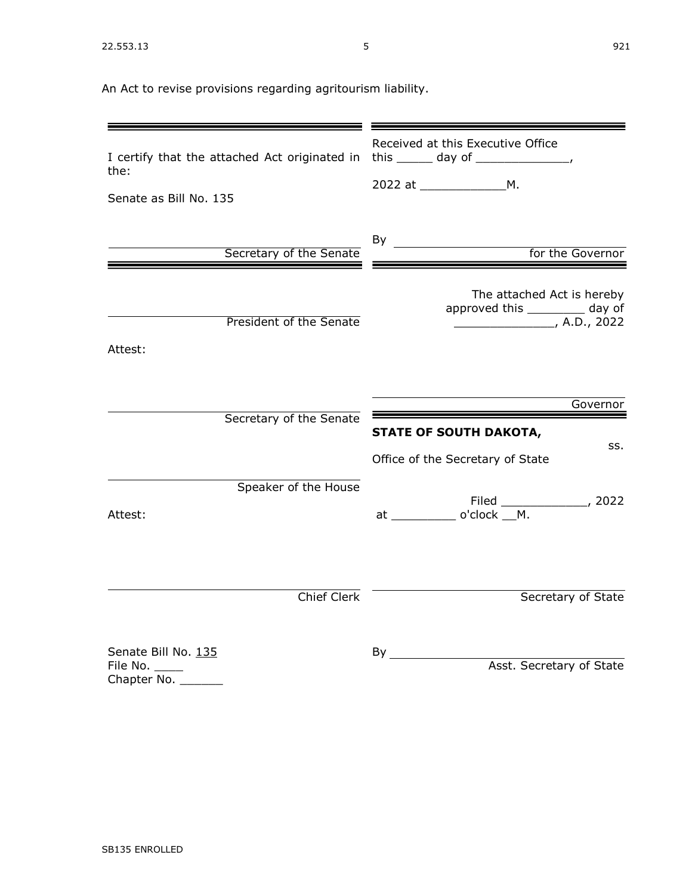An Act to revise provisions regarding agritourism liability.

I certify that the attached Act originated in the:

Senate as Bill No. 135

\_\_\_\_\_\_\_\_\_\_\_\_\_\_\_\_\_\_\_\_\_\_\_\_\_\_\_\_
Secretary of the Senate

\_\_\_\_\_\_\_\_\_\_\_\_\_\_\_\_\_\_\_\_\_\_\_\_\_\_\_\_
President of the Senate

Attest:

\_\_\_\_\_\_\_\_\_\_\_\_\_\_\_\_\_\_\_\_\_\_\_\_\_\_\_\_
Secretary of the Senate

\_\_\_\_\_\_\_\_\_\_\_\_\_\_\_\_\_\_\_\_\_\_\_\_\_\_\_\_
Speaker of the House

Attest:

\_\_\_\_\_\_\_\_\_\_\_\_\_\_\_\_\_\_\_\_\_\_\_\_\_\_\_\_
Chief Clerk

Senate Bill No. 135
File No. \_\_\_\_
Chapter No. \_\_\_\_\_\_

Received at this Executive Office this \_\_\_\_\_ day of \_\_\_\_\_\_\_\_\_\_\_\_\_,

2022 at \_\_\_\_\_\_\_\_\_\_\_\_M.

By \_\_\_\_\_\_\_\_\_\_\_\_\_\_\_\_\_\_\_\_\_\_\_\_\_\_\_\_
for the Governor

The attached Act is hereby approved this \_\_\_\_\_\_\_\_ day of \_\_\_\_\_\_\_\_\_\_\_\_\_\_, A.D., 2022

\_\_\_\_\_\_\_\_\_\_\_\_\_\_\_\_\_\_\_\_\_\_\_\_\_\_\_\_
Governor

**STATE OF SOUTH DAKOTA,**

ss.

Office of the Secretary of State

Filed \_\_\_\_\_\_\_\_\_\_\_\_, 2022 at \_\_\_\_\_\_\_\_\_ o'clock \_\_M.

\_\_\_\_\_\_\_\_\_\_\_\_\_\_\_\_\_\_\_\_\_\_\_\_\_\_\_\_
Secretary of State

By \_\_\_\_\_\_\_\_\_\_\_\_\_\_\_\_\_\_\_\_\_\_\_\_\_\_\_\_
Asst. Secretary of State